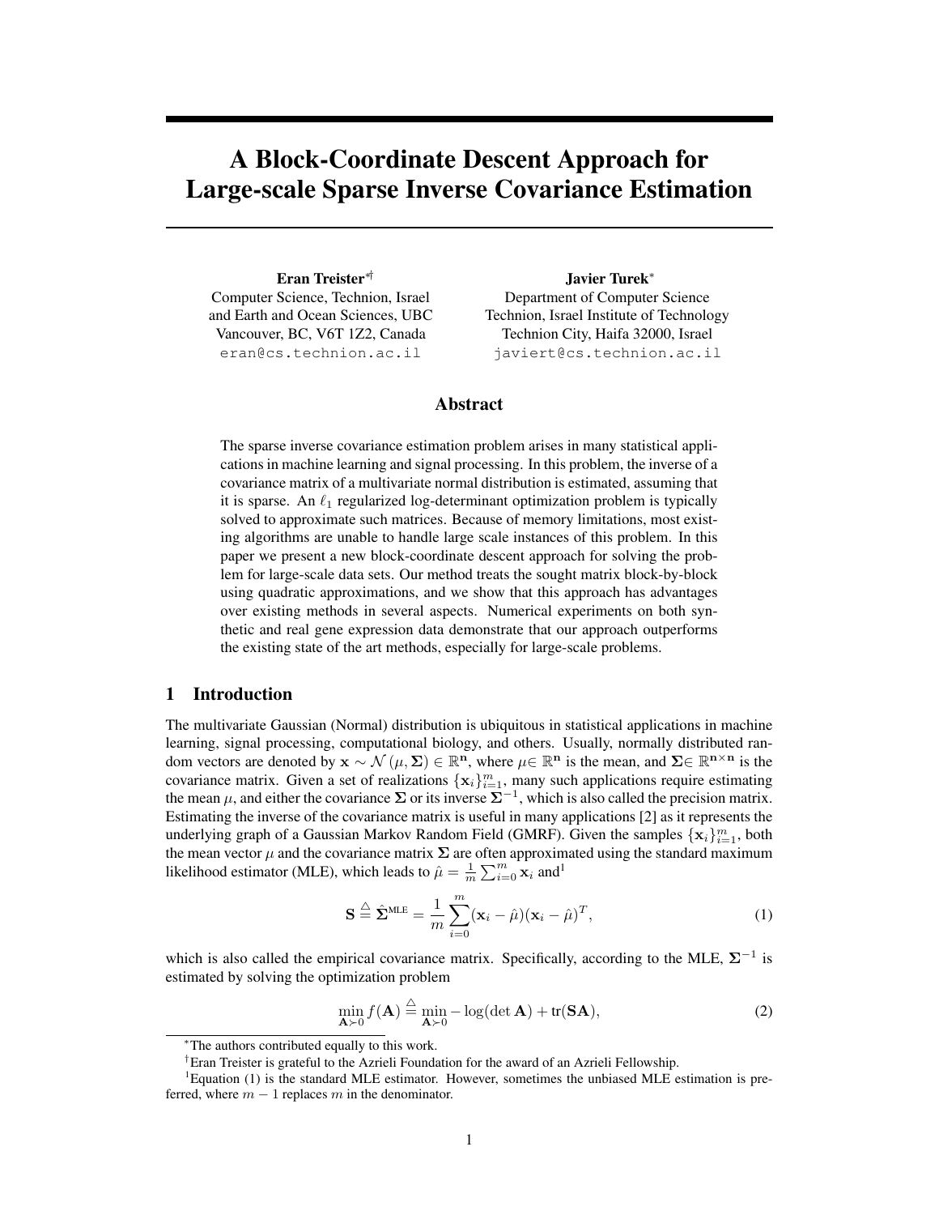# A Block-Coordinate Descent Approach for Large-scale Sparse Inverse Covariance Estimation

**Eran Treister**[*†]
Computer Science, Technion, Israel
and Earth and Ocean Sciences, UBC
Vancouver, BC, V6T 1Z2, Canada
eran@cs.technion.ac.il

**Javier Turek**[*]
Department of Computer Science
Technion, Israel Institute of Technology
Technion City, Haifa 32000, Israel
javiert@cs.technion.ac.il

## Abstract

The sparse inverse covariance estimation problem arises in many statistical applications in machine learning and signal processing. In this problem, the inverse of a covariance matrix of a multivariate normal distribution is estimated, assuming that it is sparse. An $\ell_1$ regularized log-determinant optimization problem is typically solved to approximate such matrices. Because of memory limitations, most existing algorithms are unable to handle large scale instances of this problem. In this paper we present a new block-coordinate descent approach for solving the problem for large-scale data sets. Our method treats the sought matrix block-by-block using quadratic approximations, and we show that this approach has advantages over existing methods in several aspects. Numerical experiments on both synthetic and real gene expression data demonstrate that our approach outperforms the existing state of the art methods, especially for large-scale problems.

## 1 Introduction

The multivariate Gaussian (Normal) distribution is ubiquitous in statistical applications in machine learning, signal processing, computational biology, and others. Usually, normally distributed random vectors are denoted by $\mathbf{x} \sim \mathcal{N}(\mu, \mathbf{\Sigma}) \in \mathbb{R}^{\mathbf{n}}$, where $\mu \in \mathbb{R}^{\mathbf{n}}$ is the mean, and $\mathbf{\Sigma} \in \mathbb{R}^{\mathbf{n}\times\mathbf{n}}$ is the covariance matrix. Given a set of realizations $\{\mathbf{x}_i\}_{i=1}^m$, many such applications require estimating the mean $\mu$, and either the covariance $\mathbf{\Sigma}$ or its inverse $\mathbf{\Sigma}^{-1}$, which is also called the precision matrix. Estimating the inverse of the covariance matrix is useful in many applications [2] as it represents the underlying graph of a Gaussian Markov Random Field (GMRF). Given the samples $\{\mathbf{x}_i\}_{i=1}^m$, both the mean vector $\mu$ and the covariance matrix $\mathbf{\Sigma}$ are often approximated using the standard maximum likelihood estimator (MLE), which leads to $\hat{\mu} = \frac{1}{m}\sum_{i=0}^m \mathbf{x}_i$ and[1]

$$\mathbf{S} \overset{\triangle}{=} \hat{\mathbf{\Sigma}}^{\text{MLE}} = \frac{1}{m}\sum_{i=0}^{m}(\mathbf{x}_i - \hat{\mu})(\mathbf{x}_i - \hat{\mu})^T, \tag{1}$$

which is also called the empirical covariance matrix. Specifically, according to the MLE, $\mathbf{\Sigma}^{-1}$ is estimated by solving the optimization problem

$$\min_{\mathbf{A}\succ 0} f(\mathbf{A}) \overset{\triangle}{=} \min_{\mathbf{A}\succ 0} -\log(\det \mathbf{A}) + \text{tr}(\mathbf{SA}), \tag{2}$$

[*] The authors contributed equally to this work.

[†] Eran Treister is grateful to the Azrieli Foundation for the award of an Azrieli Fellowship.

[1] Equation (1) is the standard MLE estimator. However, sometimes the unbiased MLE estimation is preferred, where $m-1$ replaces $m$ in the denominator.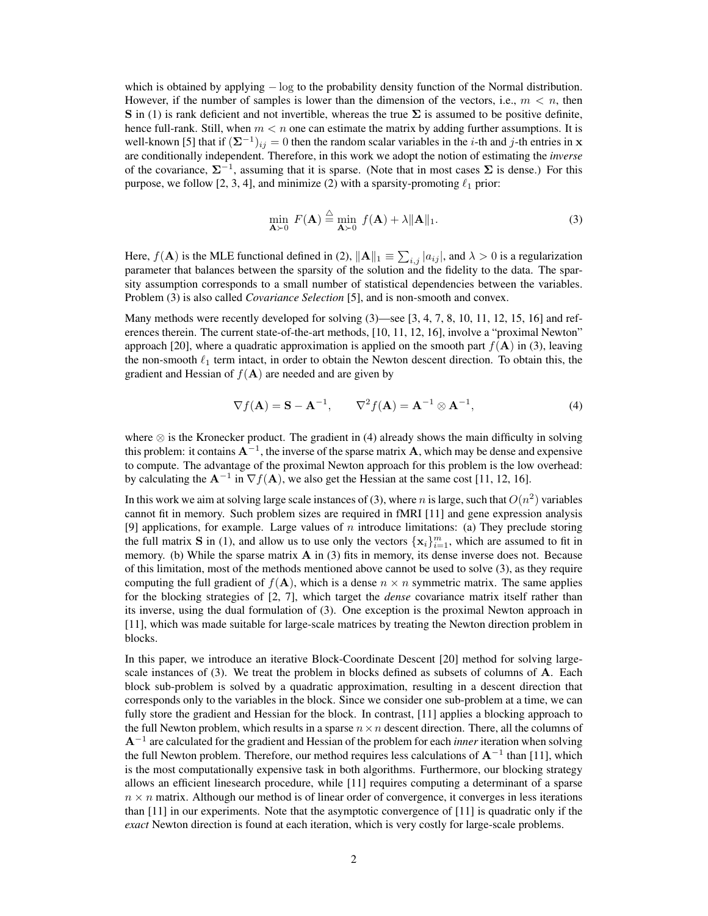which is obtained by applying $-\log$ to the probability density function of the Normal distribution. However, if the number of samples is lower than the dimension of the vectors, i.e., $m < n$, then $\mathbf{S}$ in (1) is rank deficient and not invertible, whereas the true $\mathbf{\Sigma}$ is assumed to be positive definite, hence full-rank. Still, when $m < n$ one can estimate the matrix by adding further assumptions. It is well-known [5] that if $(\mathbf{\Sigma}^{-1})_{ij} = 0$ then the random scalar variables in the $i$-th and $j$-th entries in $\mathbf{x}$ are conditionally independent. Therefore, in this work we adopt the notion of estimating the *inverse* of the covariance, $\mathbf{\Sigma}^{-1}$, assuming that it is sparse. (Note that in most cases $\mathbf{\Sigma}$ is dense.) For this purpose, we follow [2, 3, 4], and minimize (2) with a sparsity-promoting $\ell_1$ prior:

$$\min_{\mathbf{A}\succ 0} F(\mathbf{A}) \stackrel{\triangle}{=} \min_{\mathbf{A}\succ 0} f(\mathbf{A}) + \lambda\|\mathbf{A}\|_1. \tag{3}$$

Here, $f(\mathbf{A})$ is the MLE functional defined in (2), $\|\mathbf{A}\|_1 \equiv \sum_{i,j}|a_{ij}|$, and $\lambda > 0$ is a regularization parameter that balances between the sparsity of the solution and the fidelity to the data. The sparsity assumption corresponds to a small number of statistical dependencies between the variables. Problem (3) is also called *Covariance Selection* [5], and is non-smooth and convex.

Many methods were recently developed for solving (3)—see [3, 4, 7, 8, 10, 11, 12, 15, 16] and references therein. The current state-of-the-art methods, [10, 11, 12, 16], involve a "proximal Newton" approach [20], where a quadratic approximation is applied on the smooth part $f(\mathbf{A})$ in (3), leaving the non-smooth $\ell_1$ term intact, in order to obtain the Newton descent direction. To obtain this, the gradient and Hessian of $f(\mathbf{A})$ are needed and are given by

$$\nabla f(\mathbf{A}) = \mathbf{S} - \mathbf{A}^{-1}, \qquad \nabla^2 f(\mathbf{A}) = \mathbf{A}^{-1}\otimes\mathbf{A}^{-1}, \tag{4}$$

where $\otimes$ is the Kronecker product. The gradient in (4) already shows the main difficulty in solving this problem: it contains $\mathbf{A}^{-1}$, the inverse of the sparse matrix $\mathbf{A}$, which may be dense and expensive to compute. The advantage of the proximal Newton approach for this problem is the low overhead: by calculating the $\mathbf{A}^{-1}$ in $\nabla f(\mathbf{A})$, we also get the Hessian at the same cost [11, 12, 16].

In this work we aim at solving large scale instances of (3), where $n$ is large, such that $O(n^2)$ variables cannot fit in memory. Such problem sizes are required in fMRI [11] and gene expression analysis [9] applications, for example. Large values of $n$ introduce limitations: (a) They preclude storing the full matrix $\mathbf{S}$ in (1), and allow us to use only the vectors $\{\mathbf{x}_i\}_{i=1}^m$, which are assumed to fit in memory. (b) While the sparse matrix $\mathbf{A}$ in (3) fits in memory, its dense inverse does not. Because of this limitation, most of the methods mentioned above cannot be used to solve (3), as they require computing the full gradient of $f(\mathbf{A})$, which is a dense $n\times n$ symmetric matrix. The same applies for the blocking strategies of [2, 7], which target the *dense* covariance matrix itself rather than its inverse, using the dual formulation of (3). One exception is the proximal Newton approach in [11], which was made suitable for large-scale matrices by treating the Newton direction problem in blocks.

In this paper, we introduce an iterative Block-Coordinate Descent [20] method for solving large-scale instances of (3). We treat the problem in blocks defined as subsets of columns of $\mathbf{A}$. Each block sub-problem is solved by a quadratic approximation, resulting in a descent direction that corresponds only to the variables in the block. Since we consider one sub-problem at a time, we can fully store the gradient and Hessian for the block. In contrast, [11] applies a blocking approach to the full Newton problem, which results in a sparse $n\times n$ descent direction. There, all the columns of $\mathbf{A}^{-1}$ are calculated for the gradient and Hessian of the problem for each *inner* iteration when solving the full Newton problem. Therefore, our method requires less calculations of $\mathbf{A}^{-1}$ than [11], which is the most computationally expensive task in both algorithms. Furthermore, our blocking strategy allows an efficient linesearch procedure, while [11] requires computing a determinant of a sparse $n\times n$ matrix. Although our method is of linear order of convergence, it converges in less iterations than [11] in our experiments. Note that the asymptotic convergence of [11] is quadratic only if the *exact* Newton direction is found at each iteration, which is very costly for large-scale problems.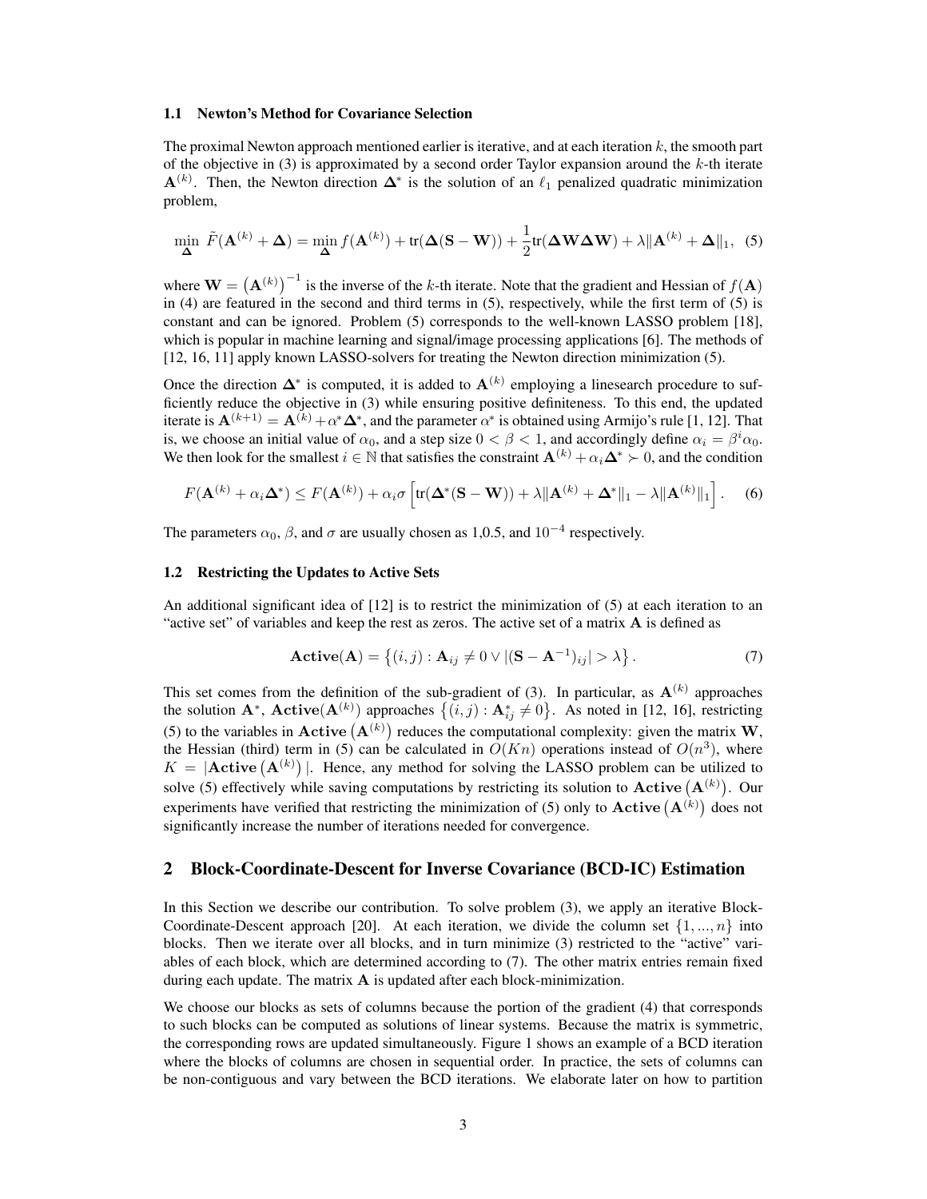### 1.1 Newton's Method for Covariance Selection

The proximal Newton approach mentioned earlier is iterative, and at each iteration $k$, the smooth part of the objective in (3) is approximated by a second order Taylor expansion around the $k$-th iterate $\mathbf{A}^{(k)}$. Then, the Newton direction $\mathbf{\Delta}^*$ is the solution of an $\ell_1$ penalized quadratic minimization problem,

$$\min_{\mathbf{\Delta}} \tilde{F}(\mathbf{A}^{(k)} + \mathbf{\Delta}) = \min_{\mathbf{\Delta}} f(\mathbf{A}^{(k)}) + \text{tr}(\mathbf{\Delta}(\mathbf{S} - \mathbf{W})) + \frac{1}{2}\text{tr}(\mathbf{\Delta W \Delta W}) + \lambda\|\mathbf{A}^{(k)} + \mathbf{\Delta}\|_1, \quad (5)$$

where $\mathbf{W} = \left(\mathbf{A}^{(k)}\right)^{-1}$ is the inverse of the $k$-th iterate. Note that the gradient and Hessian of $f(\mathbf{A})$ in (4) are featured in the second and third terms in (5), respectively, while the first term of (5) is constant and can be ignored. Problem (5) corresponds to the well-known LASSO problem [18], which is popular in machine learning and signal/image processing applications [6]. The methods of [12, 16, 11] apply known LASSO-solvers for treating the Newton direction minimization (5).

Once the direction $\mathbf{\Delta}^*$ is computed, it is added to $\mathbf{A}^{(k)}$ employing a linesearch procedure to sufficiently reduce the objective in (3) while ensuring positive definiteness. To this end, the updated iterate is $\mathbf{A}^{(k+1)} = \mathbf{A}^{(k)} + \alpha^*\mathbf{\Delta}^*$, and the parameter $\alpha^*$ is obtained using Armijo's rule [1, 12]. That is, we choose an initial value of $\alpha_0$, and a step size $0 < \beta < 1$, and accordingly define $\alpha_i = \beta^i\alpha_0$. We then look for the smallest $i \in \mathbb{N}$ that satisfies the constraint $\mathbf{A}^{(k)} + \alpha_i\mathbf{\Delta}^* \succ 0$, and the condition

$$F(\mathbf{A}^{(k)} + \alpha_i\mathbf{\Delta}^*) \leq F(\mathbf{A}^{(k)}) + \alpha_i\sigma\left[\text{tr}(\mathbf{\Delta}^*(\mathbf{S} - \mathbf{W})) + \lambda\|\mathbf{A}^{(k)} + \mathbf{\Delta}^*\|_1 - \lambda\|\mathbf{A}^{(k)}\|_1\right]. \quad (6)$$

The parameters $\alpha_0$, $\beta$, and $\sigma$ are usually chosen as 1,0.5, and $10^{-4}$ respectively.

### 1.2 Restricting the Updates to Active Sets

An additional significant idea of [12] is to restrict the minimization of (5) at each iteration to an "active set" of variables and keep the rest as zeros. The active set of a matrix $\mathbf{A}$ is defined as

$$\mathbf{Active}(\mathbf{A}) = \left\{(i,j) : \mathbf{A}_{ij} \neq 0 \vee |(\mathbf{S} - \mathbf{A}^{-1})_{ij}| > \lambda\right\}. \quad (7)$$

This set comes from the definition of the sub-gradient of (3). In particular, as $\mathbf{A}^{(k)}$ approaches the solution $\mathbf{A}^*$, $\mathbf{Active}(\mathbf{A}^{(k)})$ approaches $\left\{(i,j) : \mathbf{A}^*_{ij} \neq 0\right\}$. As noted in [12, 16], restricting (5) to the variables in $\mathbf{Active}\left(\mathbf{A}^{(k)}\right)$ reduces the computational complexity: given the matrix $\mathbf{W}$, the Hessian (third) term in (5) can be calculated in $O(Kn)$ operations instead of $O(n^3)$, where $K = |\mathbf{Active}\left(\mathbf{A}^{(k)}\right)|$. Hence, any method for solving the LASSO problem can be utilized to solve (5) effectively while saving computations by restricting its solution to $\mathbf{Active}\left(\mathbf{A}^{(k)}\right)$. Our experiments have verified that restricting the minimization of (5) only to $\mathbf{Active}\left(\mathbf{A}^{(k)}\right)$ does not significantly increase the number of iterations needed for convergence.

## 2 Block-Coordinate-Descent for Inverse Covariance (BCD-IC) Estimation

In this Section we describe our contribution. To solve problem (3), we apply an iterative Block-Coordinate-Descent approach [20]. At each iteration, we divide the column set $\{1, ..., n\}$ into blocks. Then we iterate over all blocks, and in turn minimize (3) restricted to the "active" variables of each block, which are determined according to (7). The other matrix entries remain fixed during each update. The matrix $\mathbf{A}$ is updated after each block-minimization.

We choose our blocks as sets of columns because the portion of the gradient (4) that corresponds to such blocks can be computed as solutions of linear systems. Because the matrix is symmetric, the corresponding rows are updated simultaneously. Figure 1 shows an example of a BCD iteration where the blocks of columns are chosen in sequential order. In practice, the sets of columns can be non-contiguous and vary between the BCD iterations. We elaborate later on how to partition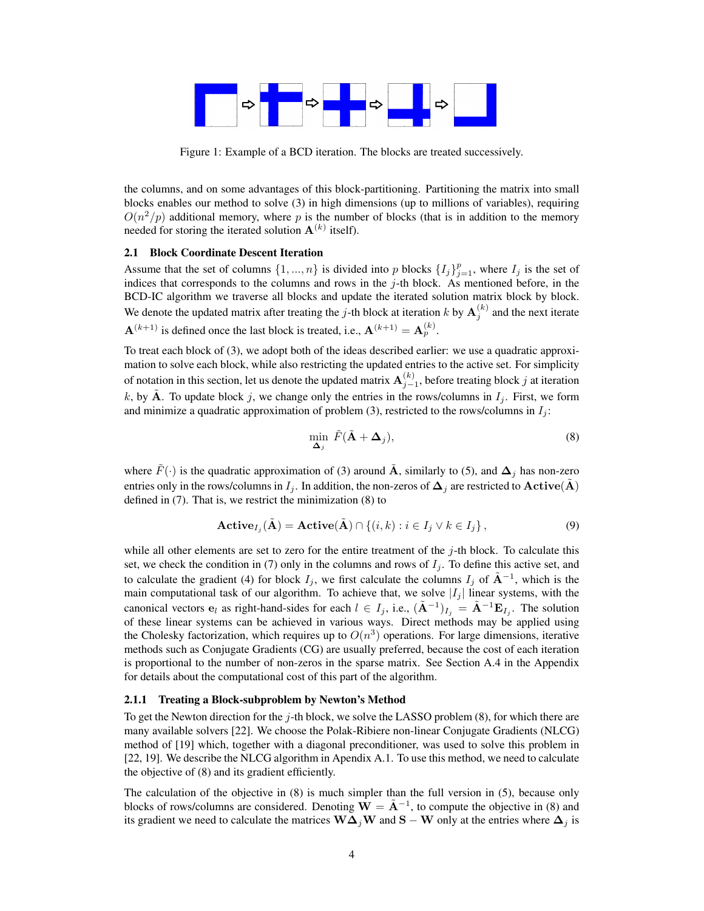Figure 1: Example of a BCD iteration. The blocks are treated successively.

the columns, and on some advantages of this block-partitioning. Partitioning the matrix into small blocks enables our method to solve (3) in high dimensions (up to millions of variables), requiring $O(n^2/p)$ additional memory, where $p$ is the number of blocks (that is in addition to the memory needed for storing the iterated solution $\mathbf{A}^{(k)}$ itself).

### 2.1 Block Coordinate Descent Iteration

Assume that the set of columns $\{1, ..., n\}$ is divided into $p$ blocks $\{I_j\}_{j=1}^p$, where $I_j$ is the set of indices that corresponds to the columns and rows in the $j$-th block. As mentioned before, in the BCD-IC algorithm we traverse all blocks and update the iterated solution matrix block by block. We denote the updated matrix after treating the $j$-th block at iteration $k$ by $\mathbf{A}_j^{(k)}$ and the next iterate $\mathbf{A}^{(k+1)}$ is defined once the last block is treated, i.e., $\mathbf{A}^{(k+1)} = \mathbf{A}_p^{(k)}$.

To treat each block of (3), we adopt both of the ideas described earlier: we use a quadratic approximation to solve each block, while also restricting the updated entries to the active set. For simplicity of notation in this section, let us denote the updated matrix $\mathbf{A}_{j-1}^{(k)}$, before treating block $j$ at iteration $k$, by $\tilde{\mathbf{A}}$. To update block $j$, we change only the entries in the rows/columns in $I_j$. First, we form and minimize a quadratic approximation of problem (3), restricted to the rows/columns in $I_j$:

$$\min_{\mathbf{\Delta}_j} \tilde{F}(\tilde{\mathbf{A}} + \mathbf{\Delta}_j), \tag{8}$$

where $\tilde{F}(\cdot)$ is the quadratic approximation of (3) around $\tilde{\mathbf{A}}$, similarly to (5), and $\mathbf{\Delta}_j$ has non-zero entries only in the rows/columns in $I_j$. In addition, the non-zeros of $\mathbf{\Delta}_j$ are restricted to $\mathbf{Active}(\tilde{\mathbf{A}})$ defined in (7). That is, we restrict the minimization (8) to

$$\mathbf{Active}_{I_j}(\tilde{\mathbf{A}}) = \mathbf{Active}(\tilde{\mathbf{A}}) \cap \{(i,k) : i \in I_j \vee k \in I_j\}, \tag{9}$$

while all other elements are set to zero for the entire treatment of the $j$-th block. To calculate this set, we check the condition in (7) only in the columns and rows of $I_j$. To define this active set, and to calculate the gradient (4) for block $I_j$, we first calculate the columns $I_j$ of $\tilde{\mathbf{A}}^{-1}$, which is the main computational task of our algorithm. To achieve that, we solve $|I_j|$ linear systems, with the canonical vectors $\mathbf{e}_l$ as right-hand-sides for each $l \in I_j$, i.e., $(\tilde{\mathbf{A}}^{-1})_{I_j} = \tilde{\mathbf{A}}^{-1}\mathbf{E}_{I_j}$. The solution of these linear systems can be achieved in various ways. Direct methods may be applied using the Cholesky factorization, which requires up to $O(n^3)$ operations. For large dimensions, iterative methods such as Conjugate Gradients (CG) are usually preferred, because the cost of each iteration is proportional to the number of non-zeros in the sparse matrix. See Section A.4 in the Appendix for details about the computational cost of this part of the algorithm.

#### 2.1.1 Treating a Block-subproblem by Newton's Method

To get the Newton direction for the $j$-th block, we solve the LASSO problem (8), for which there are many available solvers [22]. We choose the Polak-Ribiere non-linear Conjugate Gradients (NLCG) method of [19] which, together with a diagonal preconditioner, was used to solve this problem in [22, 19]. We describe the NLCG algorithm in Apendix A.1. To use this method, we need to calculate the objective of (8) and its gradient efficiently.

The calculation of the objective in (8) is much simpler than the full version in (5), because only blocks of rows/columns are considered. Denoting $\mathbf{W} = \tilde{\mathbf{A}}^{-1}$, to compute the objective in (8) and its gradient we need to calculate the matrices $\mathbf{W}\mathbf{\Delta}_j\mathbf{W}$ and $\mathbf{S} - \mathbf{W}$ only at the entries where $\mathbf{\Delta}_j$ is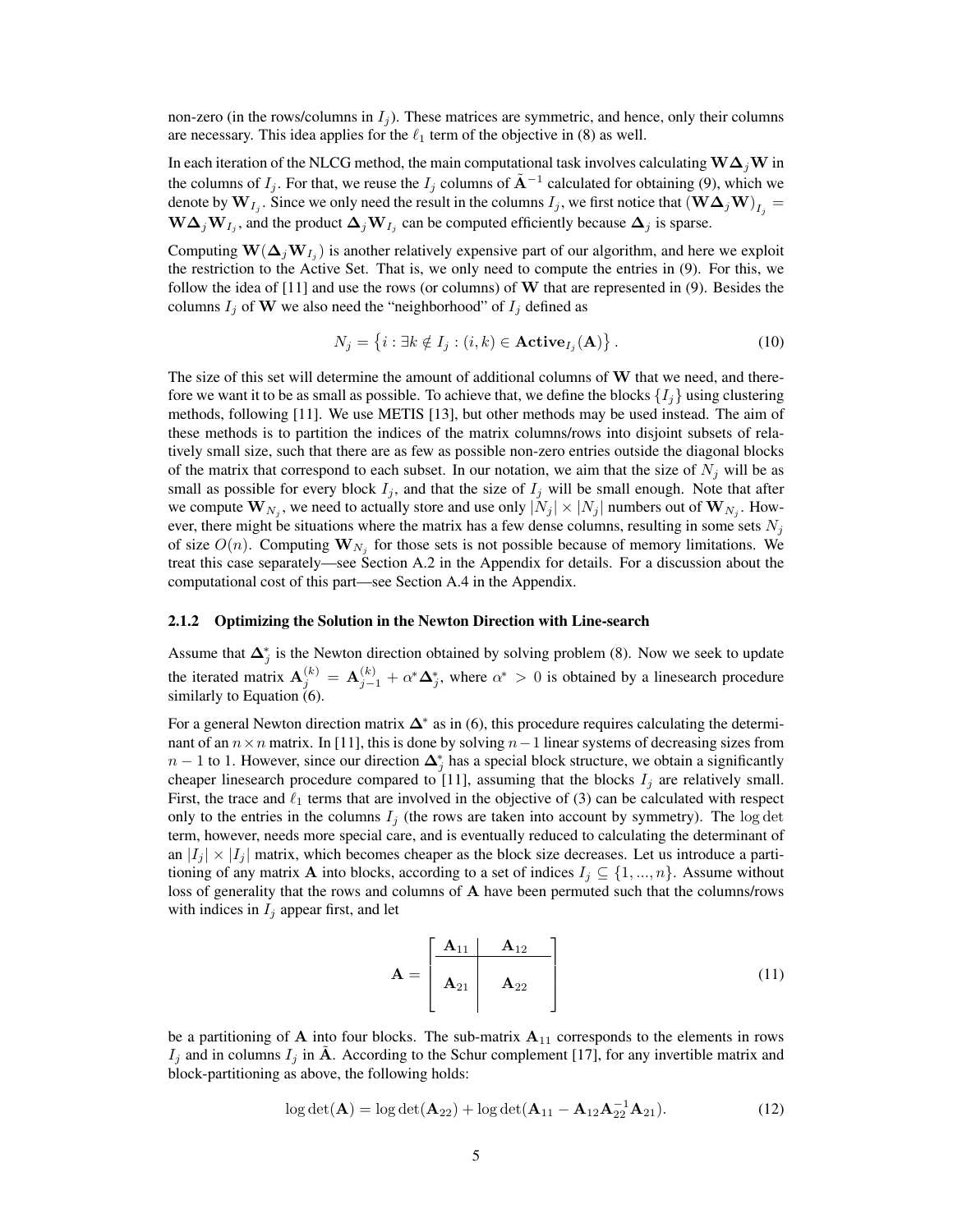non-zero (in the rows/columns in $I_j$). These matrices are symmetric, and hence, only their columns are necessary. This idea applies for the $\ell_1$ term of the objective in (8) as well.

In each iteration of the NLCG method, the main computational task involves calculating $\mathbf{W}\boldsymbol{\Delta}_j\mathbf{W}$ in the columns of $I_j$. For that, we reuse the $I_j$ columns of $\tilde{\mathbf{A}}^{-1}$ calculated for obtaining (9), which we denote by $\mathbf{W}_{I_j}$. Since we only need the result in the columns $I_j$, we first notice that $(\mathbf{W}\boldsymbol{\Delta}_j\mathbf{W})_{I_j} = \mathbf{W}\boldsymbol{\Delta}_j\mathbf{W}_{I_j}$, and the product $\boldsymbol{\Delta}_j\mathbf{W}_{I_j}$ can be computed efficiently because $\boldsymbol{\Delta}_j$ is sparse.

Computing $\mathbf{W}(\boldsymbol{\Delta}_j\mathbf{W}_{I_j})$ is another relatively expensive part of our algorithm, and here we exploit the restriction to the Active Set. That is, we only need to compute the entries in (9). For this, we follow the idea of [11] and use the rows (or columns) of $\mathbf{W}$ that are represented in (9). Besides the columns $I_j$ of $\mathbf{W}$ we also need the "neighborhood" of $I_j$ defined as

$$N_j = \left\{ i : \exists k \notin I_j : (i,k) \in \mathbf{Active}_{I_j}(\mathbf{A}) \right\}. \tag{10}$$

The size of this set will determine the amount of additional columns of $\mathbf{W}$ that we need, and therefore we want it to be as small as possible. To achieve that, we define the blocks $\{I_j\}$ using clustering methods, following [11]. We use METIS [13], but other methods may be used instead. The aim of these methods is to partition the indices of the matrix columns/rows into disjoint subsets of relatively small size, such that there are as few as possible non-zero entries outside the diagonal blocks of the matrix that correspond to each subset. In our notation, we aim that the size of $N_j$ will be as small as possible for every block $I_j$, and that the size of $I_j$ will be small enough. Note that after we compute $\mathbf{W}_{N_j}$, we need to actually store and use only $|N_j| \times |N_j|$ numbers out of $\mathbf{W}_{N_j}$. However, there might be situations where the matrix has a few dense columns, resulting in some sets $N_j$ of size $O(n)$. Computing $\mathbf{W}_{N_j}$ for those sets is not possible because of memory limitations. We treat this case separately—see Section A.2 in the Appendix for details. For a discussion about the computational cost of this part—see Section A.4 in the Appendix.

#### 2.1.2 Optimizing the Solution in the Newton Direction with Line-search

Assume that $\boldsymbol{\Delta}_j^*$ is the Newton direction obtained by solving problem (8). Now we seek to update the iterated matrix $\mathbf{A}_j^{(k)} = \mathbf{A}_{j-1}^{(k)} + \alpha^*\boldsymbol{\Delta}_j^*$, where $\alpha^* > 0$ is obtained by a linesearch procedure similarly to Equation (6).

For a general Newton direction matrix $\boldsymbol{\Delta}^*$ as in (6), this procedure requires calculating the determinant of an $n \times n$ matrix. In [11], this is done by solving $n-1$ linear systems of decreasing sizes from $n-1$ to 1. However, since our direction $\boldsymbol{\Delta}_j^*$ has a special block structure, we obtain a significantly cheaper linesearch procedure compared to [11], assuming that the blocks $I_j$ are relatively small. First, the trace and $\ell_1$ terms that are involved in the objective of (3) can be calculated with respect only to the entries in the columns $I_j$ (the rows are taken into account by symmetry). The $\log\det$ term, however, needs more special care, and is eventually reduced to calculating the determinant of an $|I_j| \times |I_j|$ matrix, which becomes cheaper as the block size decreases. Let us introduce a partitioning of any matrix $\mathbf{A}$ into blocks, according to a set of indices $I_j \subseteq \{1, ..., n\}$. Assume without loss of generality that the rows and columns of $\mathbf{A}$ have been permuted such that the columns/rows with indices in $I_j$ appear first, and let

$$\mathbf{A} = \left[ \begin{array}{c|c} \mathbf{A}_{11} & \mathbf{A}_{12} \\ \hline \mathbf{A}_{21} & \mathbf{A}_{22} \end{array} \right] \tag{11}$$

be a partitioning of $\mathbf{A}$ into four blocks. The sub-matrix $\mathbf{A}_{11}$ corresponds to the elements in rows $I_j$ and in columns $I_j$ in $\tilde{\mathbf{A}}$. According to the Schur complement [17], for any invertible matrix and block-partitioning as above, the following holds:

$$\log\det(\mathbf{A}) = \log\det(\mathbf{A}_{22}) + \log\det(\mathbf{A}_{11} - \mathbf{A}_{12}\mathbf{A}_{22}^{-1}\mathbf{A}_{21}). \tag{12}$$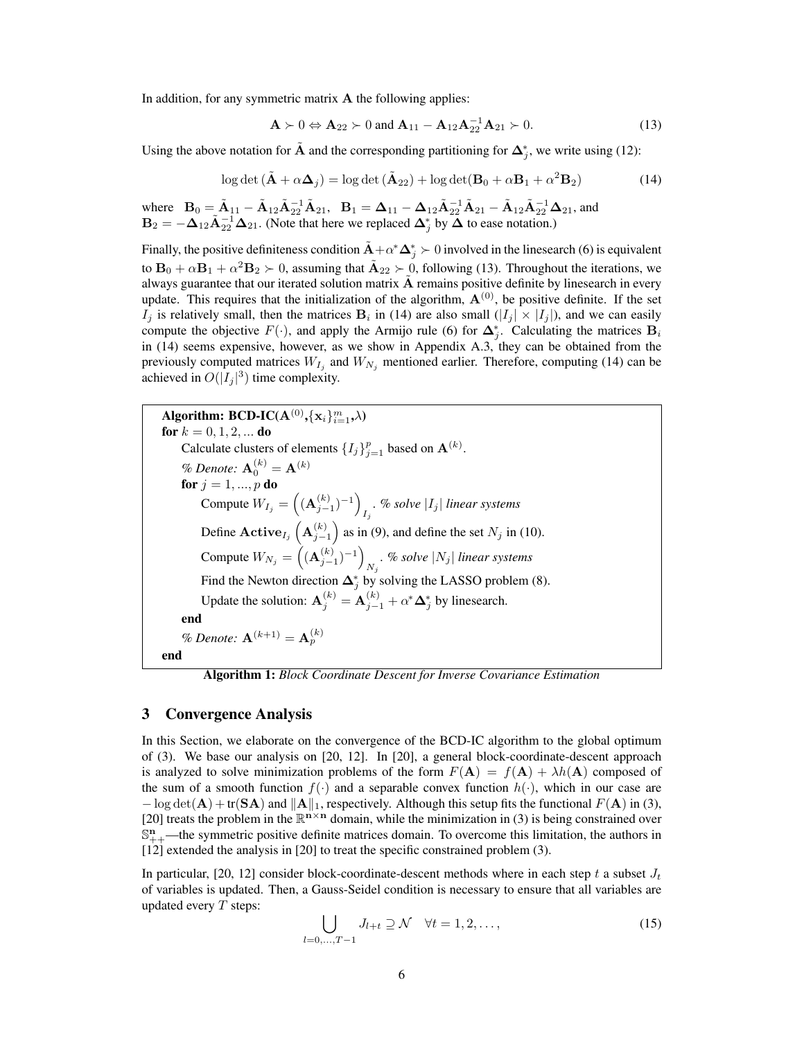In addition, for any symmetric matrix $\mathbf{A}$ the following applies:

$$\mathbf{A} \succ 0 \Leftrightarrow \mathbf{A}_{22} \succ 0 \text{ and } \mathbf{A}_{11} - \mathbf{A}_{12}\mathbf{A}_{22}^{-1}\mathbf{A}_{21} \succ 0. \tag{13}$$

Using the above notation for $\tilde{\mathbf{A}}$ and the corresponding partitioning for $\mathbf{\Delta}_j^*$, we write using (12):

$$\log\det(\tilde{\mathbf{A}} + \alpha\mathbf{\Delta}_j) = \log\det(\tilde{\mathbf{A}}_{22}) + \log\det(\mathbf{B}_0 + \alpha\mathbf{B}_1 + \alpha^2\mathbf{B}_2) \tag{14}$$

where $\mathbf{B}_0 = \tilde{\mathbf{A}}_{11} - \tilde{\mathbf{A}}_{12}\tilde{\mathbf{A}}_{22}^{-1}\tilde{\mathbf{A}}_{21}$, $\mathbf{B}_1 = \mathbf{\Delta}_{11} - \mathbf{\Delta}_{12}\tilde{\mathbf{A}}_{22}^{-1}\tilde{\mathbf{A}}_{21} - \tilde{\mathbf{A}}_{12}\tilde{\mathbf{A}}_{22}^{-1}\mathbf{\Delta}_{21}$, and $\mathbf{B}_2 = -\mathbf{\Delta}_{12}\tilde{\mathbf{A}}_{22}^{-1}\mathbf{\Delta}_{21}$. (Note that here we replaced $\mathbf{\Delta}_j^*$ by $\mathbf{\Delta}$ to ease notation.)

Finally, the positive definiteness condition $\tilde{\mathbf{A}} + \alpha^*\mathbf{\Delta}_j^* \succ 0$ involved in the linesearch (6) is equivalent to $\mathbf{B}_0 + \alpha\mathbf{B}_1 + \alpha^2\mathbf{B}_2 \succ 0$, assuming that $\tilde{\mathbf{A}}_{22} \succ 0$, following (13). Throughout the iterations, we always guarantee that our iterated solution matrix $\tilde{\mathbf{A}}$ remains positive definite by linesearch in every update. This requires that the initialization of the algorithm, $\mathbf{A}^{(0)}$, be positive definite. If the set $I_j$ is relatively small, then the matrices $\mathbf{B}_i$ in (14) are also small ($|I_j| \times |I_j|$), and we can easily compute the objective $F(\cdot)$, and apply the Armijo rule (6) for $\mathbf{\Delta}_j^*$. Calculating the matrices $\mathbf{B}_i$ in (14) seems expensive, however, as we show in Appendix A.3, they can be obtained from the previously computed matrices $W_{I_j}$ and $W_{N_j}$ mentioned earlier. Therefore, computing (14) can be achieved in $O(|I_j|^3)$ time complexity.

```
Algorithm: BCD-IC(A^(0),{x_i}_{i=1}^m,λ)
for k = 0, 1, 2, ... do
    Calculate clusters of elements {I_j}_{j=1}^p based on A^(k).
    % Denote: A_0^(k) = A^(k)
    for j = 1, ..., p do
        Compute W_{I_j} = ((A_{j-1}^(k))^{-1})_{I_j}. % solve |I_j| linear systems
        Define Active_{I_j}(A_{j-1}^(k)) as in (9), and define the set N_j in (10).
        Compute W_{N_j} = ((A_{j-1}^(k))^{-1})_{N_j}. % solve |N_j| linear systems
        Find the Newton direction Δ_j^* by solving the LASSO problem (8).
        Update the solution: A_j^(k) = A_{j-1}^(k) + α^* Δ_j^* by linesearch.
    end
    % Denote: A^(k+1) = A_p^(k)
end
```

**Algorithm 1:** *Block Coordinate Descent for Inverse Covariance Estimation*

## 3 Convergence Analysis

In this Section, we elaborate on the convergence of the BCD-IC algorithm to the global optimum of (3). We base our analysis on [20, 12]. In [20], a general block-coordinate-descent approach is analyzed to solve minimization problems of the form $F(\mathbf{A}) = f(\mathbf{A}) + \lambda h(\mathbf{A})$ composed of the sum of a smooth function $f(\cdot)$ and a separable convex function $h(\cdot)$, which in our case are $-\log\det(\mathbf{A}) + \text{tr}(\mathbf{SA})$ and $\|\mathbf{A}\|_1$, respectively. Although this setup fits the functional $F(\mathbf{A})$ in (3), [20] treats the problem in the $\mathbb{R}^{\mathbf{n}\times\mathbf{n}}$ domain, while the minimization in (3) is being constrained over $\mathbb{S}_{++}^{\mathbf{n}}$—the symmetric positive definite matrices domain. To overcome this limitation, the authors in [12] extended the analysis in [20] to treat the specific constrained problem (3).

In particular, [20, 12] consider block-coordinate-descent methods where in each step $t$ a subset $J_t$ of variables is updated. Then, a Gauss-Seidel condition is necessary to ensure that all variables are updated every $T$ steps:

$$\bigcup_{l=0,\ldots,T-1} J_{l+t} \supseteq \mathcal{N} \quad \forall t = 1, 2, \ldots, \tag{15}$$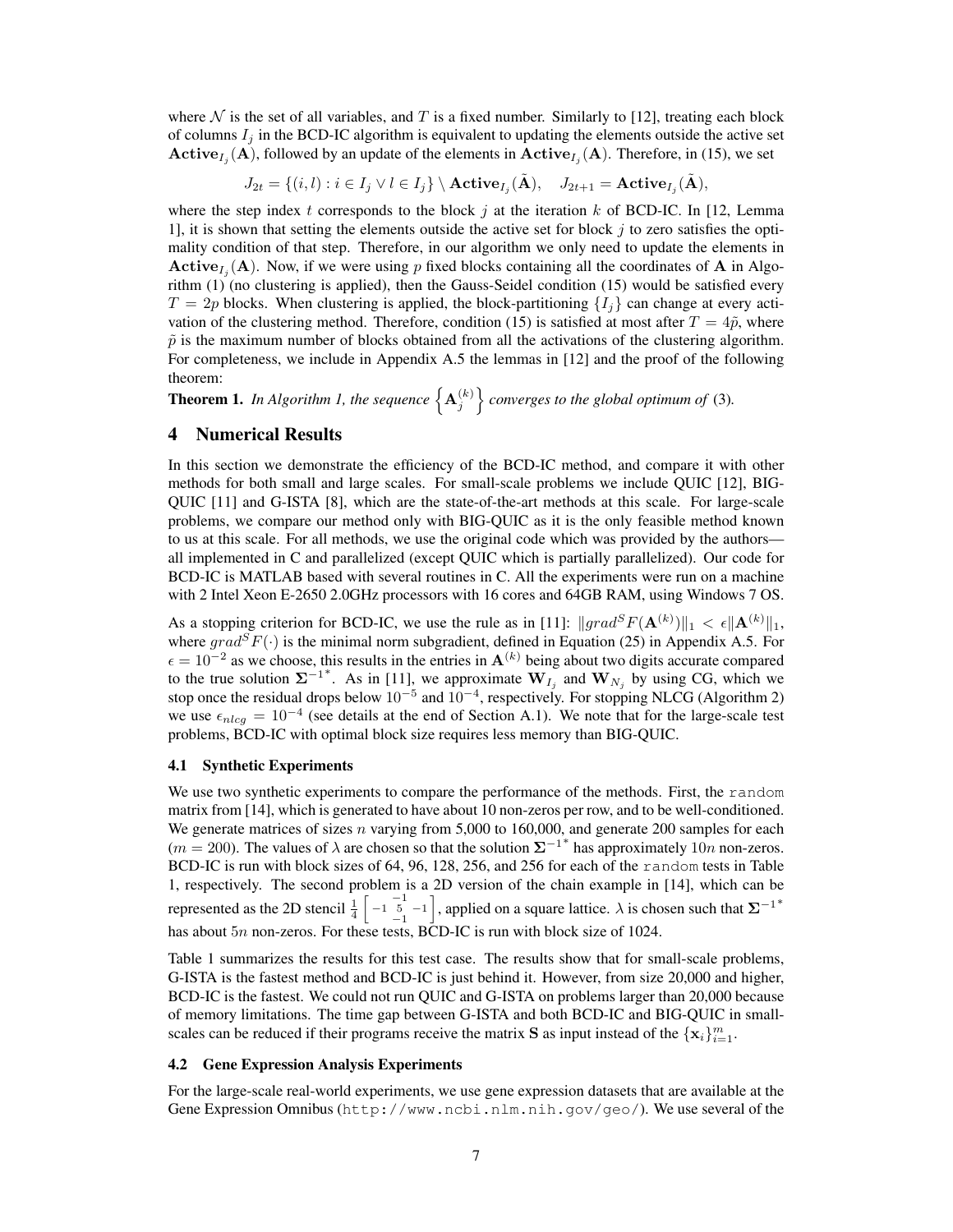where $\mathcal{N}$ is the set of all variables, and $T$ is a fixed number. Similarly to [12], treating each block of columns $I_j$ in the BCD-IC algorithm is equivalent to updating the elements outside the active set $\mathbf{Active}_{I_j}(\mathbf{A})$, followed by an update of the elements in $\mathbf{Active}_{I_j}(\mathbf{A})$. Therefore, in (15), we set

$$J_{2t} = \{(i,l) : i \in I_j \vee l \in I_j\} \setminus \mathbf{Active}_{I_j}(\tilde{\mathbf{A}}), \quad J_{2t+1} = \mathbf{Active}_{I_j}(\tilde{\mathbf{A}}),$$

where the step index $t$ corresponds to the block $j$ at the iteration $k$ of BCD-IC. In [12, Lemma 1], it is shown that setting the elements outside the active set for block $j$ to zero satisfies the optimality condition of that step. Therefore, in our algorithm we only need to update the elements in $\mathbf{Active}_{I_j}(\mathbf{A})$. Now, if we were using $p$ fixed blocks containing all the coordinates of $\mathbf{A}$ in Algorithm (1) (no clustering is applied), then the Gauss-Seidel condition (15) would be satisfied every $T = 2p$ blocks. When clustering is applied, the block-partitioning $\{I_j\}$ can change at every activation of the clustering method. Therefore, condition (15) is satisfied at most after $T = 4\tilde{p}$, where $\tilde{p}$ is the maximum number of blocks obtained from all the activations of the clustering algorithm. For completeness, we include in Appendix A.5 the lemmas in [12] and the proof of the following theorem:

**Theorem 1.** *In Algorithm 1, the sequence* $\left\{\mathbf{A}_j^{(k)}\right\}$ *converges to the global optimum of* (3).

# 4 Numerical Results

In this section we demonstrate the efficiency of the BCD-IC method, and compare it with other methods for both small and large scales. For small-scale problems we include QUIC [12], BIG-QUIC [11] and G-ISTA [8], which are the state-of-the-art methods at this scale. For large-scale problems, we compare our method only with BIG-QUIC as it is the only feasible method known to us at this scale. For all methods, we use the original code which was provided by the authors—all implemented in C and parallelized (except QUIC which is partially parallelized). Our code for BCD-IC is MATLAB based with several routines in C. All the experiments were run on a machine with 2 Intel Xeon E-2650 2.0GHz processors with 16 cores and 64GB RAM, using Windows 7 OS.

As a stopping criterion for BCD-IC, we use the rule as in [11]: $\|grad^S F(\mathbf{A}^{(k)})\|_1 < \epsilon\|\mathbf{A}^{(k)}\|_1$, where $grad^S F(\cdot)$ is the minimal norm subgradient, defined in Equation (25) in Appendix A.5. For $\epsilon = 10^{-2}$ as we choose, this results in the entries in $\mathbf{A}^{(k)}$ being about two digits accurate compared to the true solution $\mathbf{\Sigma}^{-1^*}$. As in [11], we approximate $\mathbf{W}_{I_j}$ and $\mathbf{W}_{N_j}$ by using CG, which we stop once the residual drops below $10^{-5}$ and $10^{-4}$, respectively. For stopping NLCG (Algorithm 2) we use $\epsilon_{nlcg} = 10^{-4}$ (see details at the end of Section A.1). We note that for the large-scale test problems, BCD-IC with optimal block size requires less memory than BIG-QUIC.

## 4.1 Synthetic Experiments

We use two synthetic experiments to compare the performance of the methods. First, the `random` matrix from [14], which is generated to have about 10 non-zeros per row, and to be well-conditioned. We generate matrices of sizes $n$ varying from 5,000 to 160,000, and generate 200 samples for each ($m = 200$). The values of $\lambda$ are chosen so that the solution $\mathbf{\Sigma}^{-1^*}$ has approximately $10n$ non-zeros. BCD-IC is run with block sizes of 64, 96, 128, 256, and 256 for each of the `random` tests in Table 1, respectively. The second problem is a 2D version of the chain example in [14], which can be represented as the 2D stencil $\frac{1}{4}\begin{bmatrix} & -1 & \\ -1 & 5 & -1 \\ & -1 & \end{bmatrix}$, applied on a square lattice. $\lambda$ is chosen such that $\mathbf{\Sigma}^{-1^*}$ has about $5n$ non-zeros. For these tests, BCD-IC is run with block size of 1024.

Table 1 summarizes the results for this test case. The results show that for small-scale problems, G-ISTA is the fastest method and BCD-IC is just behind it. However, from size 20,000 and higher, BCD-IC is the fastest. We could not run QUIC and G-ISTA on problems larger than 20,000 because of memory limitations. The time gap between G-ISTA and both BCD-IC and BIG-QUIC in small-scales can be reduced if their programs receive the matrix $\mathbf{S}$ as input instead of the $\{\mathbf{x}_i\}_{i=1}^m$.

## 4.2 Gene Expression Analysis Experiments

For the large-scale real-world experiments, we use gene expression datasets that are available at the Gene Expression Omnibus (`http://www.ncbi.nlm.nih.gov/geo/`). We use several of the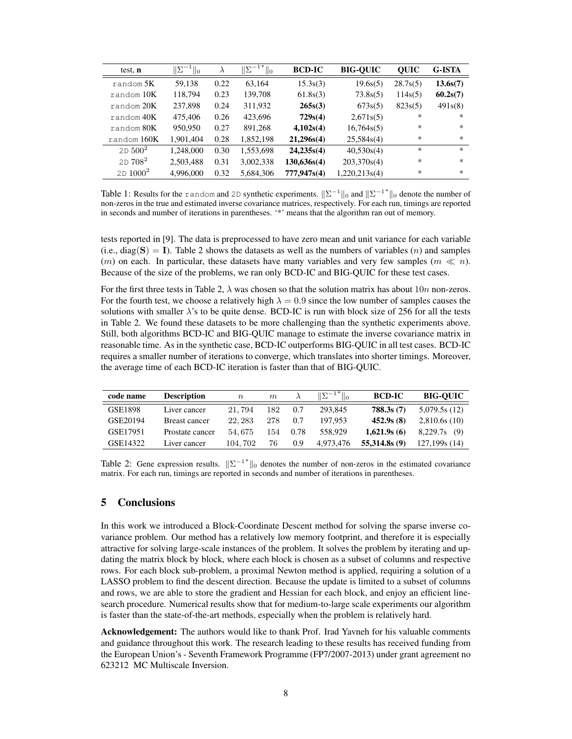| test, **n** | $\|\Sigma^{-1}\|_0$ | $\lambda$ | $\|\Sigma^{-1^*}\|_0$ | **BCD-IC** | **BIG-QUIC** | **QUIC** | **G-ISTA** |
|---|---|---|---|---|---|---|---|
| random 5K | 59,138 | 0.22 | 63,164 | 15.3s(3) | 19.6s(5) | 28.7s(5) | **13.6s(7)** |
| random 10K | 118,794 | 0.23 | 139,708 | 61.8s(3) | 73.8s(5) | 114s(5) | **60.2s(7)** |
| random 20K | 237,898 | 0.24 | 311,932 | **265s(3)** | 673s(5) | 823s(5) | 491s(8) |
| random 40K | 475,406 | 0.26 | 423,696 | **729s(4)** | 2,671s(5) | * | * |
| random 80K | 950,950 | 0.27 | 891,268 | **4,102s(4)** | 16,764s(5) | * | * |
| random 160K | 1,901,404 | 0.28 | 1,852,198 | **21,296s(4)** | 25,584s(4) | * | * |
| 2D $500^2$ | 1,248,000 | 0.30 | 1,553,698 | **24,235s(4)** | 40,530s(4) | * | * |
| 2D $708^2$ | 2,503,488 | 0.31 | 3,002,338 | **130,636s(4)** | 203,370s(4) | * | * |
| 2D $1000^2$ | 4,996,000 | 0.32 | 5,684,306 | **777,947s(4)** | 1,220,213s(4) | * | * |

Table 1: Results for the random and 2D synthetic experiments. $\|\Sigma^{-1}\|_0$ and $\|\Sigma^{-1^*}\|_0$ denote the number of non-zeros in the true and estimated inverse covariance matrices, respectively. For each run, timings are reported in seconds and number of iterations in parentheses. '*' means that the algorithm ran out of memory.

tests reported in [9]. The data is preprocessed to have zero mean and unit variance for each variable (i.e., $\text{diag}(\mathbf{S}) = \mathbf{I}$). Table 2 shows the datasets as well as the numbers of variables ($n$) and samples ($m$) on each. In particular, these datasets have many variables and very few samples ($m \ll n$). Because of the size of the problems, we ran only BCD-IC and BIG-QUIC for these test cases.

For the first three tests in Table 2, $\lambda$ was chosen so that the solution matrix has about $10n$ non-zeros. For the fourth test, we choose a relatively high $\lambda = 0.9$ since the low number of samples causes the solutions with smaller $\lambda$'s to be quite dense. BCD-IC is run with block size of 256 for all the tests in Table 2. We found these datasets to be more challenging than the synthetic experiments above. Still, both algorithms BCD-IC and BIG-QUIC manage to estimate the inverse covariance matrix in reasonable time. As in the synthetic case, BCD-IC outperforms BIG-QUIC in all test cases. BCD-IC requires a smaller number of iterations to converge, which translates into shorter timings. Moreover, the average time of each BCD-IC iteration is faster than that of BIG-QUIC.

| **code name** | **Description** | $n$ | $m$ | $\lambda$ | $\|\Sigma^{-1^*}\|_0$ | **BCD-IC** | **BIG-QUIC** |
|---|---|---|---|---|---|---|---|
| GSE1898 | Liver cancer | 21,794 | 182 | 0.7 | 293,845 | **788.3s (7)** | 5,079.5s (12) |
| GSE20194 | Breast cancer | 22,283 | 278 | 0.7 | 197,953 | **452.9s (8)** | 2,810.6s (10) |
| GSE17951 | Prostate cancer | 54,675 | 154 | 0.78 | 558,929 | **1,621.9s (6)** | 8,229.7s (9) |
| GSE14322 | Liver cancer | 104,702 | 76 | 0.9 | 4,973,476 | **55,314.8s (9)** | 127,199s (14) |

Table 2: Gene expression results. $\|\Sigma^{-1^*}\|_0$ denotes the number of non-zeros in the estimated covariance matrix. For each run, timings are reported in seconds and number of iterations in parentheses.

## 5 Conclusions

In this work we introduced a Block-Coordinate Descent method for solving the sparse inverse covariance problem. Our method has a relatively low memory footprint, and therefore it is especially attractive for solving large-scale instances of the problem. It solves the problem by iterating and updating the matrix block by block, where each block is chosen as a subset of columns and respective rows. For each block sub-problem, a proximal Newton method is applied, requiring a solution of a LASSO problem to find the descent direction. Because the update is limited to a subset of columns and rows, we are able to store the gradient and Hessian for each block, and enjoy an efficient line-search procedure. Numerical results show that for medium-to-large scale experiments our algorithm is faster than the state-of-the-art methods, especially when the problem is relatively hard.

**Acknowledgement:** The authors would like to thank Prof. Irad Yavneh for his valuable comments and guidance throughout this work. The research leading to these results has received funding from the European Union's - Seventh Framework Programme (FP7/2007-2013) under grant agreement no 623212 MC Multiscale Inversion.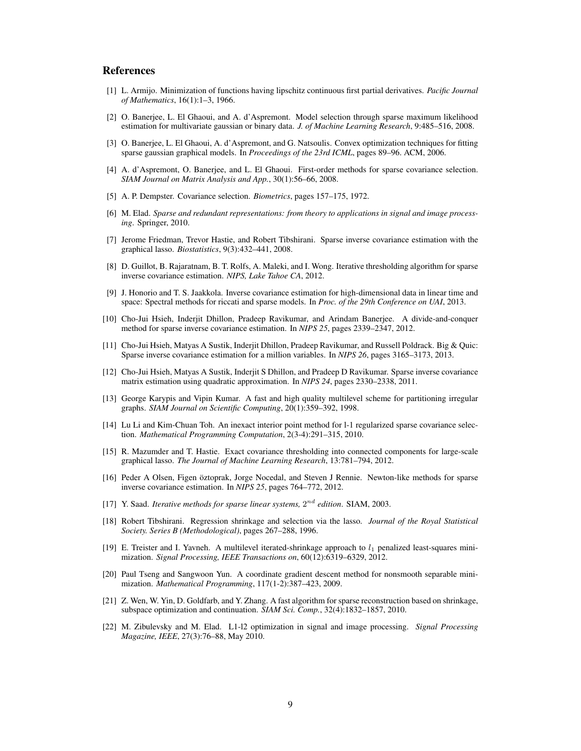## References

[1] L. Armijo. Minimization of functions having lipschitz continuous first partial derivatives. *Pacific Journal of Mathematics*, 16(1):1–3, 1966.

[2] O. Banerjee, L. El Ghaoui, and A. d'Aspremont. Model selection through sparse maximum likelihood estimation for multivariate gaussian or binary data. *J. of Machine Learning Research*, 9:485–516, 2008.

[3] O. Banerjee, L. El Ghaoui, A. d'Aspremont, and G. Natsoulis. Convex optimization techniques for fitting sparse gaussian graphical models. In *Proceedings of the 23rd ICML*, pages 89–96. ACM, 2006.

[4] A. d'Aspremont, O. Banerjee, and L. El Ghaoui. First-order methods for sparse covariance selection. *SIAM Journal on Matrix Analysis and App.*, 30(1):56–66, 2008.

[5] A. P. Dempster. Covariance selection. *Biometrics*, pages 157–175, 1972.

[6] M. Elad. *Sparse and redundant representations: from theory to applications in signal and image processing*. Springer, 2010.

[7] Jerome Friedman, Trevor Hastie, and Robert Tibshirani. Sparse inverse covariance estimation with the graphical lasso. *Biostatistics*, 9(3):432–441, 2008.

[8] D. Guillot, B. Rajaratnam, B. T. Rolfs, A. Maleki, and I. Wong. Iterative thresholding algorithm for sparse inverse covariance estimation. *NIPS, Lake Tahoe CA*, 2012.

[9] J. Honorio and T. S. Jaakkola. Inverse covariance estimation for high-dimensional data in linear time and space: Spectral methods for riccati and sparse models. In *Proc. of the 29th Conference on UAI*, 2013.

[10] Cho-Jui Hsieh, Inderjit Dhillon, Pradeep Ravikumar, and Arindam Banerjee. A divide-and-conquer method for sparse inverse covariance estimation. In *NIPS 25*, pages 2339–2347, 2012.

[11] Cho-Jui Hsieh, Matyas A Sustik, Inderjit Dhillon, Pradeep Ravikumar, and Russell Poldrack. Big & Quic: Sparse inverse covariance estimation for a million variables. In *NIPS 26*, pages 3165–3173, 2013.

[12] Cho-Jui Hsieh, Matyas A Sustik, Inderjit S Dhillon, and Pradeep D Ravikumar. Sparse inverse covariance matrix estimation using quadratic approximation. In *NIPS 24*, pages 2330–2338, 2011.

[13] George Karypis and Vipin Kumar. A fast and high quality multilevel scheme for partitioning irregular graphs. *SIAM Journal on Scientific Computing*, 20(1):359–392, 1998.

[14] Lu Li and Kim-Chuan Toh. An inexact interior point method for l-1 regularized sparse covariance selection. *Mathematical Programming Computation*, 2(3-4):291–315, 2010.

[15] R. Mazumder and T. Hastie. Exact covariance thresholding into connected components for large-scale graphical lasso. *The Journal of Machine Learning Research*, 13:781–794, 2012.

[16] Peder A Olsen, Figen öztoprak, Jorge Nocedal, and Steven J Rennie. Newton-like methods for sparse inverse covariance estimation. In *NIPS 25*, pages 764–772, 2012.

[17] Y. Saad. *Iterative methods for sparse linear systems,* $2^{nd}$ *edition*. SIAM, 2003.

[18] Robert Tibshirani. Regression shrinkage and selection via the lasso. *Journal of the Royal Statistical Society. Series B (Methodological)*, pages 267–288, 1996.

[19] E. Treister and I. Yavneh. A multilevel iterated-shrinkage approach to $l_1$ penalized least-squares minimization. *Signal Processing, IEEE Transactions on*, 60(12):6319–6329, 2012.

[20] Paul Tseng and Sangwoon Yun. A coordinate gradient descent method for nonsmooth separable minimization. *Mathematical Programming*, 117(1-2):387–423, 2009.

[21] Z. Wen, W. Yin, D. Goldfarb, and Y. Zhang. A fast algorithm for sparse reconstruction based on shrinkage, subspace optimization and continuation. *SIAM Sci. Comp.*, 32(4):1832–1857, 2010.

[22] M. Zibulevsky and M. Elad. L1-l2 optimization in signal and image processing. *Signal Processing Magazine, IEEE*, 27(3):76–88, May 2010.